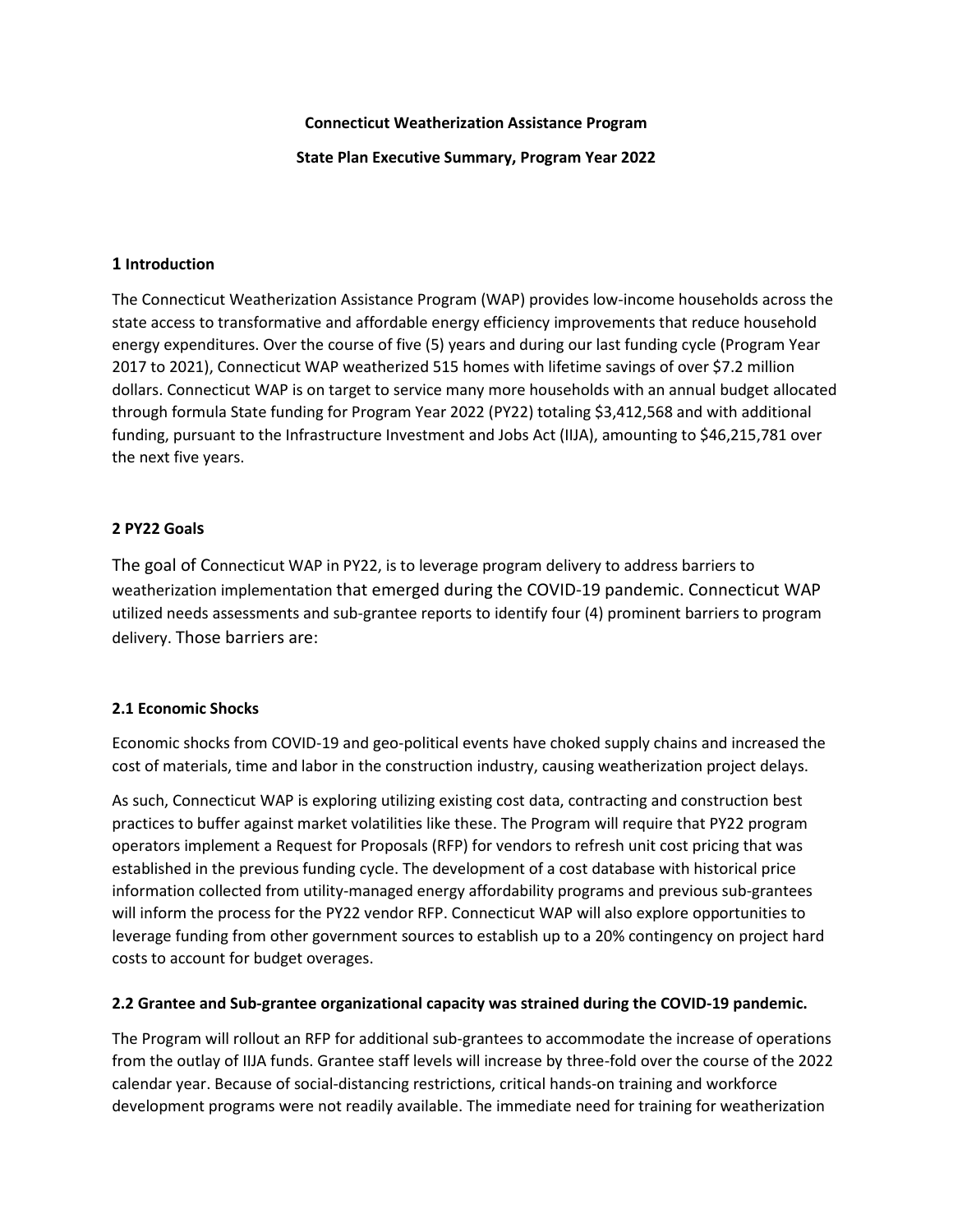**Connecticut Weatherization Assistance Program**

**State Plan Executive Summary, Program Year 2022**

## 1 Introduction

The Connecticut Weatherization Assistance Program (WAP) provides low-income households across the state access to transformative and affordable energy efficiency improvements that reduce household energy expenditures. Over the course of five (5) years and during our last funding cycle (Program Year 2017 to 2021), Connecticut WAP weatherized 515 homes with lifetime savings of over $7.2 million dollars. Connecticut WAP is on target to service many more households with an annual budget allocated through formula State funding for Program Year 2022 (PY22) totaling $3,412,568 and with additional funding, pursuant to the Infrastructure Investment and Jobs Act (IIJA), amounting to $46,215,781 over the next five years.

## 2 PY22 Goals

The goal of Connecticut WAP in PY22, is to leverage program delivery to address barriers to weatherization implementation that emerged during the COVID-19 pandemic. Connecticut WAP utilized needs assessments and sub-grantee reports to identify four (4) prominent barriers to program delivery. Those barriers are:

### 2.1 Economic Shocks

Economic shocks from COVID-19 and geo-political events have choked supply chains and increased the cost of materials, time and labor in the construction industry, causing weatherization project delays.

As such, Connecticut WAP is exploring utilizing existing cost data, contracting and construction best practices to buffer against market volatilities like these. The Program will require that PY22 program operators implement a Request for Proposals (RFP) for vendors to refresh unit cost pricing that was established in the previous funding cycle. The development of a cost database with historical price information collected from utility-managed energy affordability programs and previous sub-grantees will inform the process for the PY22 vendor RFP. Connecticut WAP will also explore opportunities to leverage funding from other government sources to establish up to a 20% contingency on project hard costs to account for budget overages.

### 2.2 Grantee and Sub-grantee organizational capacity was strained during the COVID-19 pandemic.

The Program will rollout an RFP for additional sub-grantees to accommodate the increase of operations from the outlay of IIJA funds. Grantee staff levels will increase by three-fold over the course of the 2022 calendar year. Because of social-distancing restrictions, critical hands-on training and workforce development programs were not readily available. The immediate need for training for weatherization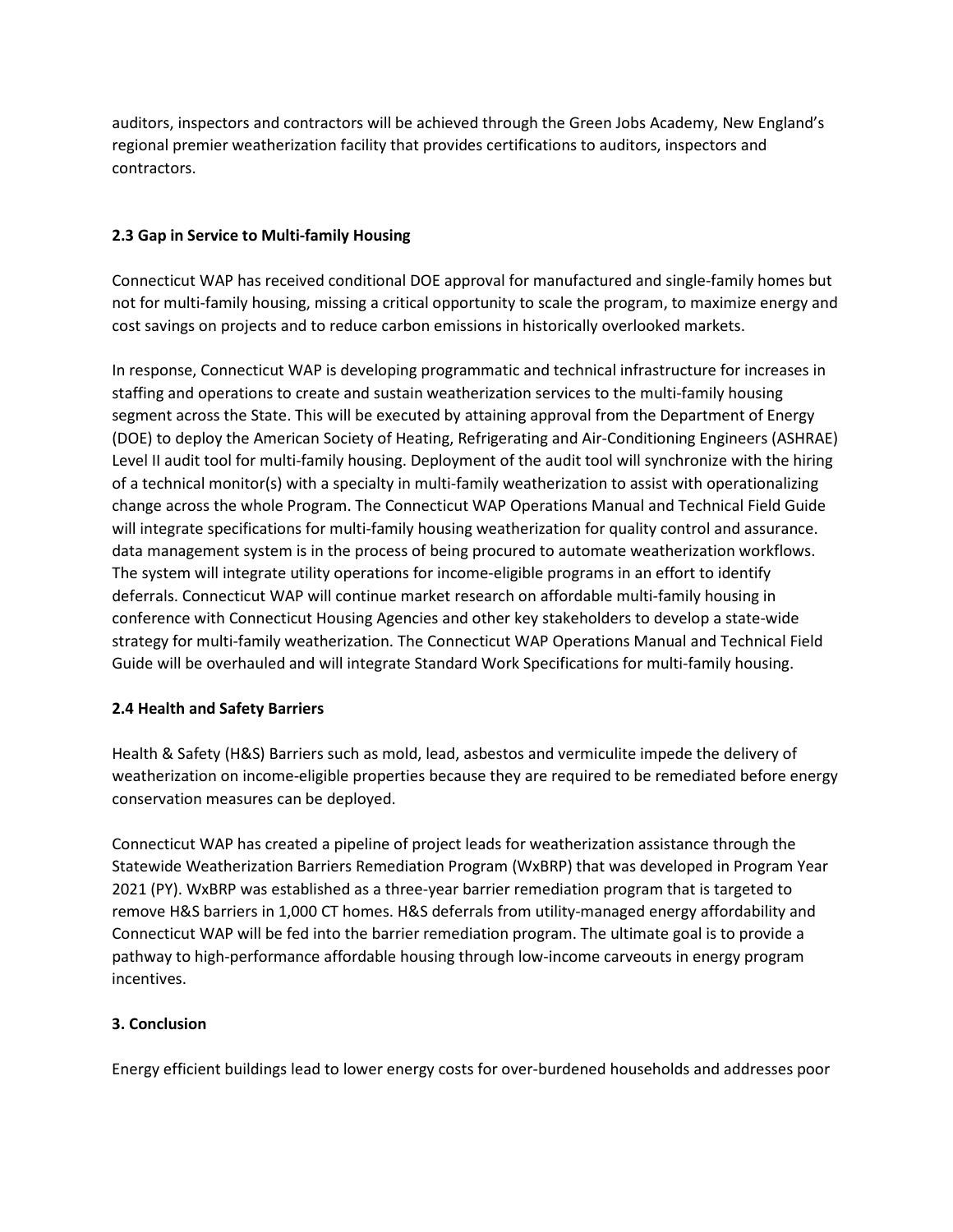auditors, inspectors and contractors will be achieved through the Green Jobs Academy, New England's regional premier weatherization facility that provides certifications to auditors, inspectors and contractors.

**2.3 Gap in Service to Multi-family Housing**

Connecticut WAP has received conditional DOE approval for manufactured and single-family homes but not for multi-family housing, missing a critical opportunity to scale the program, to maximize energy and cost savings on projects and to reduce carbon emissions in historically overlooked markets.

In response, Connecticut WAP is developing programmatic and technical infrastructure for increases in staffing and operations to create and sustain weatherization services to the multi-family housing segment across the State. This will be executed by attaining approval from the Department of Energy (DOE) to deploy the American Society of Heating, Refrigerating and Air-Conditioning Engineers (ASHRAE) Level II audit tool for multi-family housing. Deployment of the audit tool will synchronize with the hiring of a technical monitor(s) with a specialty in multi-family weatherization to assist with operationalizing change across the whole Program. The Connecticut WAP Operations Manual and Technical Field Guide will integrate specifications for multi-family housing weatherization for quality control and assurance. data management system is in the process of being procured to automate weatherization workflows. The system will integrate utility operations for income-eligible programs in an effort to identify deferrals. Connecticut WAP will continue market research on affordable multi-family housing in conference with Connecticut Housing Agencies and other key stakeholders to develop a state-wide strategy for multi-family weatherization. The Connecticut WAP Operations Manual and Technical Field Guide will be overhauled and will integrate Standard Work Specifications for multi-family housing.

**2.4 Health and Safety Barriers**

Health & Safety (H&S) Barriers such as mold, lead, asbestos and vermiculite impede the delivery of weatherization on income-eligible properties because they are required to be remediated before energy conservation measures can be deployed.

Connecticut WAP has created a pipeline of project leads for weatherization assistance through the Statewide Weatherization Barriers Remediation Program (WxBRP) that was developed in Program Year 2021 (PY). WxBRP was established as a three-year barrier remediation program that is targeted to remove H&S barriers in 1,000 CT homes. H&S deferrals from utility-managed energy affordability and Connecticut WAP will be fed into the barrier remediation program. The ultimate goal is to provide a pathway to high-performance affordable housing through low-income carveouts in energy program incentives.

**3. Conclusion**

Energy efficient buildings lead to lower energy costs for over-burdened households and addresses poor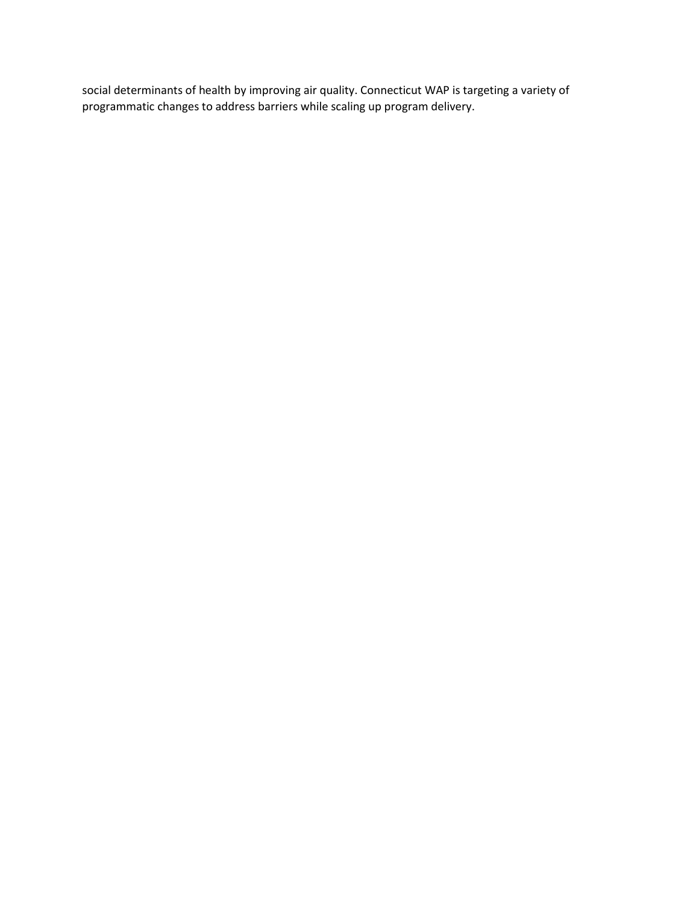social determinants of health by improving air quality. Connecticut WAP is targeting a variety of programmatic changes to address barriers while scaling up program delivery.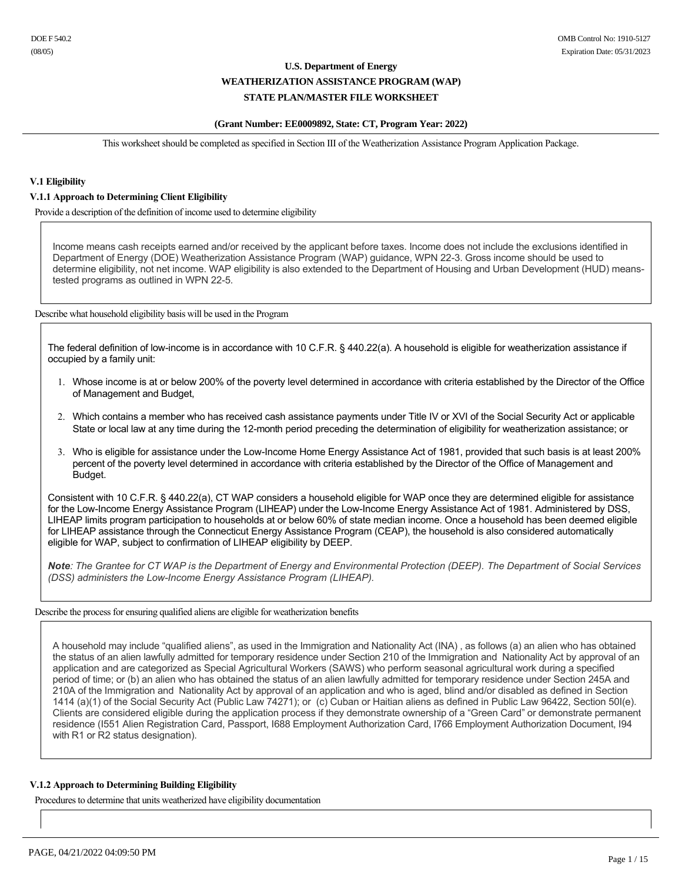DOE F 540.2
(08/05)

OMB Control No: 1910-5127
Expiration Date: 05/31/2023

# U.S. Department of Energy
## WEATHERIZATION ASSISTANCE PROGRAM (WAP)
## STATE PLAN/MASTER FILE WORKSHEET

**(Grant Number: EE0009892, State: CT, Program Year: 2022)**

This worksheet should be completed as specified in Section III of the Weatherization Assistance Program Application Package.

### V.1 Eligibility

#### V.1.1 Approach to Determining Client Eligibility

Provide a description of the definition of income used to determine eligibility

Income means cash receipts earned and/or received by the applicant before taxes. Income does not include the exclusions identified in Department of Energy (DOE) Weatherization Assistance Program (WAP) guidance, WPN 22-3. Gross income should be used to determine eligibility, not net income. WAP eligibility is also extended to the Department of Housing and Urban Development (HUD) means-tested programs as outlined in WPN 22-5.

Describe what household eligibility basis will be used in the Program

The federal definition of low-income is in accordance with 10 C.F.R. § 440.22(a). A household is eligible for weatherization assistance if occupied by a family unit:

1. Whose income is at or below 200% of the poverty level determined in accordance with criteria established by the Director of the Office of Management and Budget,
2. Which contains a member who has received cash assistance payments under Title IV or XVI of the Social Security Act or applicable State or local law at any time during the 12-month period preceding the determination of eligibility for weatherization assistance; or
3. Who is eligible for assistance under the Low-Income Home Energy Assistance Act of 1981, provided that such basis is at least 200% percent of the poverty level determined in accordance with criteria established by the Director of the Office of Management and Budget.

Consistent with 10 C.F.R. § 440.22(a), CT WAP considers a household eligible for WAP once they are determined eligible for assistance for the Low-Income Energy Assistance Program (LIHEAP) under the Low-Income Energy Assistance Act of 1981. Administered by DSS, LIHEAP limits program participation to households at or below 60% of state median income. Once a household has been deemed eligible for LIHEAP assistance through the Connecticut Energy Assistance Program (CEAP), the household is also considered automatically eligible for WAP, subject to confirmation of LIHEAP eligibility by DEEP.

***Note**: The Grantee for CT WAP is the Department of Energy and Environmental Protection (DEEP). The Department of Social Services (DSS) administers the Low-Income Energy Assistance Program (LIHEAP).*

Describe the process for ensuring qualified aliens are eligible for weatherization benefits

A household may include "qualified aliens", as used in the Immigration and Nationality Act (INA) , as follows (a) an alien who has obtained the status of an alien lawfully admitted for temporary residence under Section 210 of the Immigration and Nationality Act by approval of an application and are categorized as Special Agricultural Workers (SAWS) who perform seasonal agricultural work during a specified period of time; or (b) an alien who has obtained the status of an alien lawfully admitted for temporary residence under Section 245A and 210A of the Immigration and Nationality Act by approval of an application and who is aged, blind and/or disabled as defined in Section 1414 (a)(1) of the Social Security Act (Public Law 74271); or (c) Cuban or Haitian aliens as defined in Public Law 96422, Section 50l(e). Clients are considered eligible during the application process if they demonstrate ownership of a "Green Card" or demonstrate permanent residence (I551 Alien Registration Card, Passport, I688 Employment Authorization Card, I766 Employment Authorization Document, I94 with R1 or R2 status designation).

#### V.1.2 Approach to Determining Building Eligibility

Procedures to determine that units weatherized have eligibility documentation

PAGE, 04/21/2022 04:09:50 PM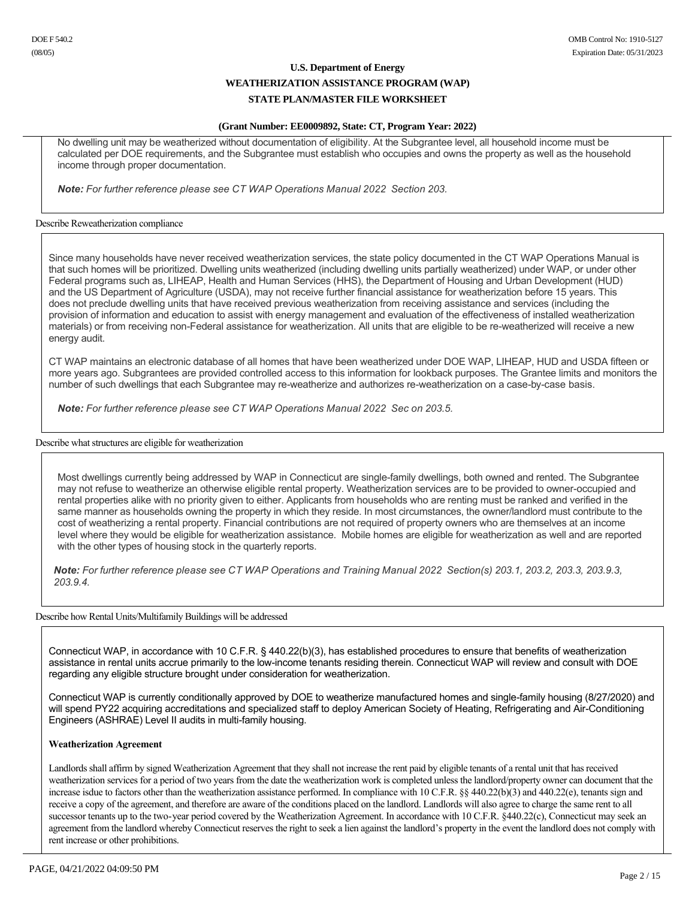No dwelling unit may be weatherized without documentation of eligibility. At the Subgrantee level, all household income must be calculated per DOE requirements, and the Subgrantee must establish who occupies and owns the property as well as the household income through proper documentation.

***Note:*** *For further reference please see CT WAP Operations Manual 2022 Section 203.*

Describe Reweatherization compliance

Since many households have never received weatherization services, the state policy documented in the CT WAP Operations Manual is that such homes will be prioritized. Dwelling units weatherized (including dwelling units partially weatherized) under WAP, or under other Federal programs such as, LIHEAP, Health and Human Services (HHS), the Department of Housing and Urban Development (HUD) and the US Department of Agriculture (USDA), may not receive further financial assistance for weatherization before 15 years. This does not preclude dwelling units that have received previous weatherization from receiving assistance and services (including the provision of information and education to assist with energy management and evaluation of the effectiveness of installed weatherization materials) or from receiving non-Federal assistance for weatherization. All units that are eligible to be re-weatherized will receive a new energy audit.

CT WAP maintains an electronic database of all homes that have been weatherized under DOE WAP, LIHEAP, HUD and USDA fifteen or more years ago. Subgrantees are provided controlled access to this information for lookback purposes. The Grantee limits and monitors the number of such dwellings that each Subgrantee may re-weatherize and authorizes re-weatherization on a case-by-case basis.

***Note:*** *For further reference please see CT WAP Operations Manual 2022 Sec on 203.5.*

Describe what structures are eligible for weatherization

Most dwellings currently being addressed by WAP in Connecticut are single-family dwellings, both owned and rented. The Subgrantee may not refuse to weatherize an otherwise eligible rental property. Weatherization services are to be provided to owner-occupied and rental properties alike with no priority given to either. Applicants from households who are renting must be ranked and verified in the same manner as households owning the property in which they reside. In most circumstances, the owner/landlord must contribute to the cost of weatherizing a rental property. Financial contributions are not required of property owners who are themselves at an income level where they would be eligible for weatherization assistance. Mobile homes are eligible for weatherization as well and are reported with the other types of housing stock in the quarterly reports.

***Note:*** *For further reference please see CT WAP Operations and Training Manual 2022 Section(s) 203.1, 203.2, 203.3, 203.9.3, 203.9.4.*

Describe how Rental Units/Multifamily Buildings will be addressed

Connecticut WAP, in accordance with 10 C.F.R. § 440.22(b)(3), has established procedures to ensure that benefits of weatherization assistance in rental units accrue primarily to the low-income tenants residing therein. Connecticut WAP will review and consult with DOE regarding any eligible structure brought under consideration for weatherization.

Connecticut WAP is currently conditionally approved by DOE to weatherize manufactured homes and single-family housing (8/27/2020) and will spend PY22 acquiring accreditations and specialized staff to deploy American Society of Heating, Refrigerating and Air-Conditioning Engineers (ASHRAE) Level II audits in multi-family housing.

**Weatherization Agreement**

Landlords shall affirm by signed Weatherization Agreement that they shall not increase the rent paid by eligible tenants of a rental unit that has received weatherization services for a period of two years from the date the weatherization work is completed unless the landlord/property owner can document that the increase isdue to factors other than the weatherization assistance performed. In compliance with 10 C.F.R. §§ 440.22(b)(3) and 440.22(e), tenants sign and receive a copy of the agreement, and therefore are aware of the conditions placed on the landlord. Landlords will also agree to charge the same rent to all successor tenants up to the two-year period covered by the Weatherization Agreement. In accordance with 10 C.F.R. §440.22(c), Connecticut may seek an agreement from the landlord whereby Connecticut reserves the right to seek a lien against the landlord's property in the event the landlord does not comply with rent increase or other prohibitions.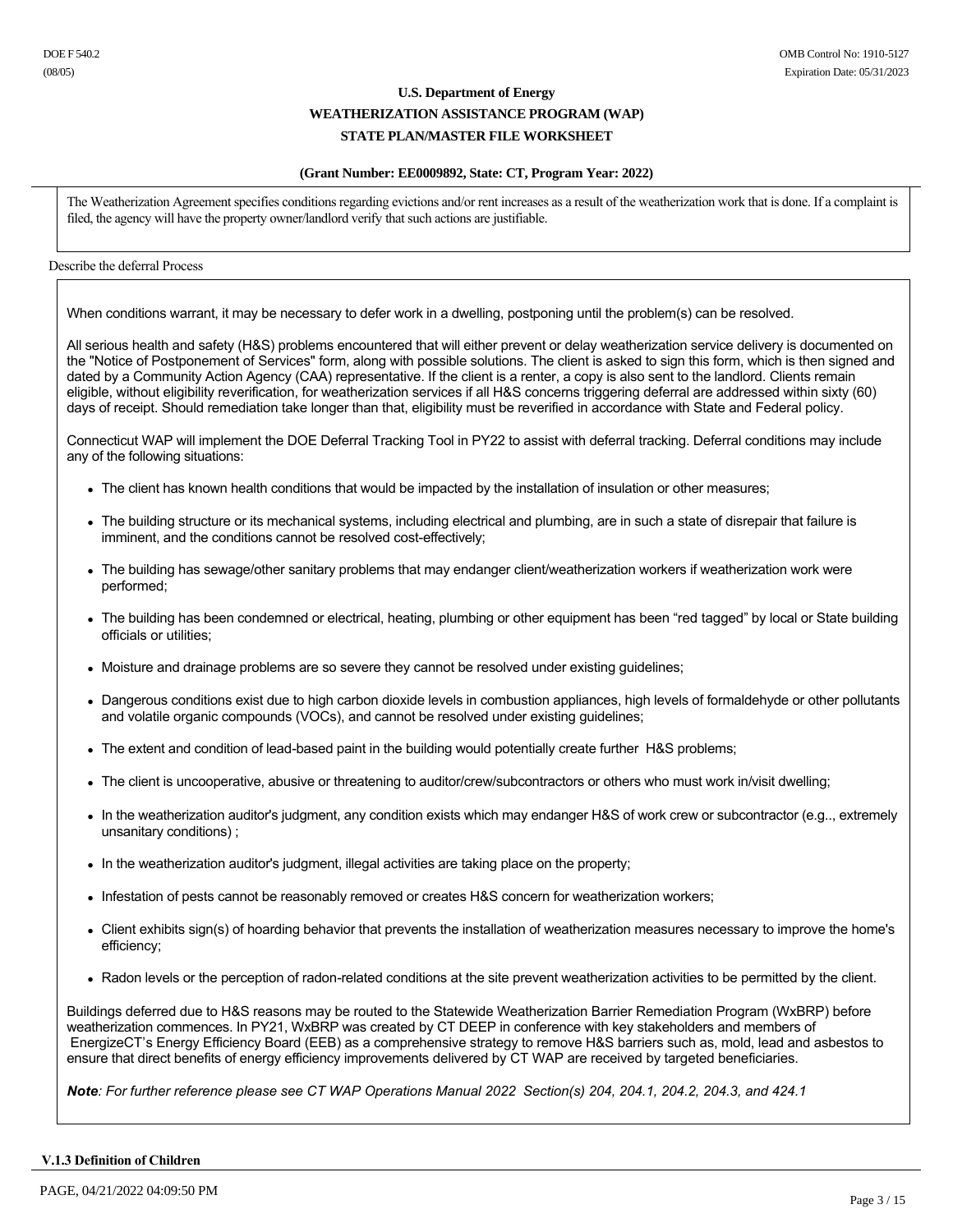The Weatherization Agreement specifies conditions regarding evictions and/or rent increases as a result of the weatherization work that is done. If a complaint is filed, the agency will have the property owner/landlord verify that such actions are justifiable.

Describe the deferral Process

When conditions warrant, it may be necessary to defer work in a dwelling, postponing until the problem(s) can be resolved.

All serious health and safety (H&S) problems encountered that will either prevent or delay weatherization service delivery is documented on the "Notice of Postponement of Services" form, along with possible solutions. The client is asked to sign this form, which is then signed and dated by a Community Action Agency (CAA) representative. If the client is a renter, a copy is also sent to the landlord. Clients remain eligible, without eligibility reverification, for weatherization services if all H&S concerns triggering deferral are addressed within sixty (60) days of receipt. Should remediation take longer than that, eligibility must be reverified in accordance with State and Federal policy.

Connecticut WAP will implement the DOE Deferral Tracking Tool in PY22 to assist with deferral tracking. Deferral conditions may include any of the following situations:

- The client has known health conditions that would be impacted by the installation of insulation or other measures;
- The building structure or its mechanical systems, including electrical and plumbing, are in such a state of disrepair that failure is imminent, and the conditions cannot be resolved cost-effectively;
- The building has sewage/other sanitary problems that may endanger client/weatherization workers if weatherization work were performed;
- The building has been condemned or electrical, heating, plumbing or other equipment has been "red tagged" by local or State building officials or utilities;
- Moisture and drainage problems are so severe they cannot be resolved under existing guidelines;
- Dangerous conditions exist due to high carbon dioxide levels in combustion appliances, high levels of formaldehyde or other pollutants and volatile organic compounds (VOCs), and cannot be resolved under existing guidelines;
- The extent and condition of lead-based paint in the building would potentially create further H&S problems;
- The client is uncooperative, abusive or threatening to auditor/crew/subcontractors or others who must work in/visit dwelling;
- In the weatherization auditor's judgment, any condition exists which may endanger H&S of work crew or subcontractor (e.g.., extremely unsanitary conditions) ;
- In the weatherization auditor's judgment, illegal activities are taking place on the property;
- Infestation of pests cannot be reasonably removed or creates H&S concern for weatherization workers;
- Client exhibits sign(s) of hoarding behavior that prevents the installation of weatherization measures necessary to improve the home's efficiency;
- Radon levels or the perception of radon-related conditions at the site prevent weatherization activities to be permitted by the client.

Buildings deferred due to H&S reasons may be routed to the Statewide Weatherization Barrier Remediation Program (WxBRP) before weatherization commences. In PY21, WxBRP was created by CT DEEP in conference with key stakeholders and members of EnergizeCT's Energy Efficiency Board (EEB) as a comprehensive strategy to remove H&S barriers such as, mold, lead and asbestos to ensure that direct benefits of energy efficiency improvements delivered by CT WAP are received by targeted beneficiaries.

***Note**: For further reference please see CT WAP Operations Manual 2022 Section(s) 204, 204.1, 204.2, 204.3, and 424.1*

**V.1.3 Definition of Children**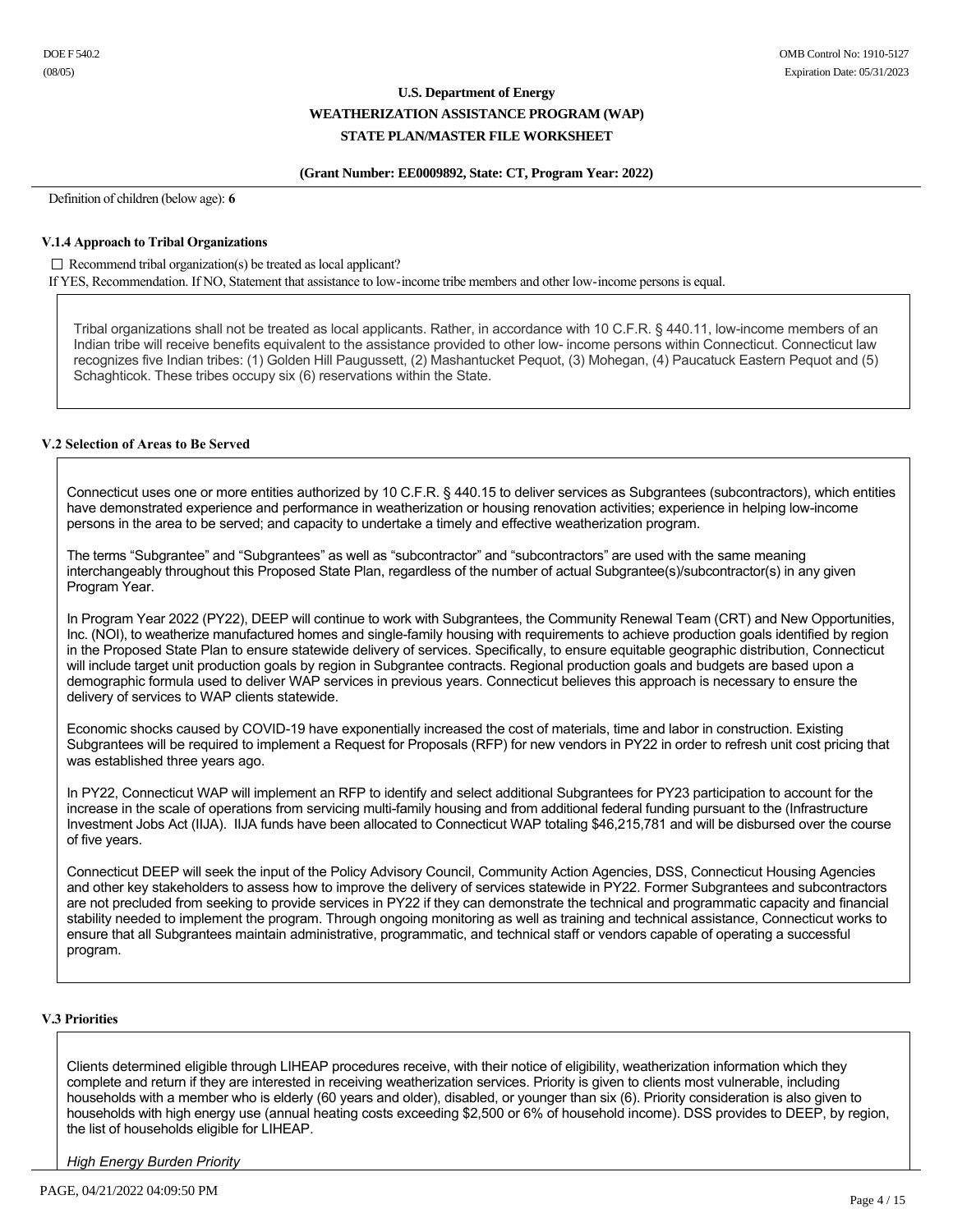Definition of children (below age): **6**

### V.1.4 Approach to Tribal Organizations

☐ Recommend tribal organization(s) be treated as local applicant?

If YES, Recommendation. If NO, Statement that assistance to low-income tribe members and other low-income persons is equal.

Tribal organizations shall not be treated as local applicants. Rather, in accordance with 10 C.F.R. § 440.11, low-income members of an Indian tribe will receive benefits equivalent to the assistance provided to other low- income persons within Connecticut. Connecticut law recognizes five Indian tribes: (1) Golden Hill Paugussett, (2) Mashantucket Pequot, (3) Mohegan, (4) Paucatuck Eastern Pequot and (5) Schaghticok. These tribes occupy six (6) reservations within the State.

### V.2 Selection of Areas to Be Served

Connecticut uses one or more entities authorized by 10 C.F.R. § 440.15 to deliver services as Subgrantees (subcontractors), which entities have demonstrated experience and performance in weatherization or housing renovation activities; experience in helping low-income persons in the area to be served; and capacity to undertake a timely and effective weatherization program.

The terms "Subgrantee" and "Subgrantees" as well as "subcontractor" and "subcontractors" are used with the same meaning interchangeably throughout this Proposed State Plan, regardless of the number of actual Subgrantee(s)/subcontractor(s) in any given Program Year.

In Program Year 2022 (PY22), DEEP will continue to work with Subgrantees, the Community Renewal Team (CRT) and New Opportunities, Inc. (NOI), to weatherize manufactured homes and single-family housing with requirements to achieve production goals identified by region in the Proposed State Plan to ensure statewide delivery of services. Specifically, to ensure equitable geographic distribution, Connecticut will include target unit production goals by region in Subgrantee contracts. Regional production goals and budgets are based upon a demographic formula used to deliver WAP services in previous years. Connecticut believes this approach is necessary to ensure the delivery of services to WAP clients statewide.

Economic shocks caused by COVID-19 have exponentially increased the cost of materials, time and labor in construction. Existing Subgrantees will be required to implement a Request for Proposals (RFP) for new vendors in PY22 in order to refresh unit cost pricing that was established three years ago.

In PY22, Connecticut WAP will implement an RFP to identify and select additional Subgrantees for PY23 participation to account for the increase in the scale of operations from servicing multi-family housing and from additional federal funding pursuant to the (Infrastructure Investment Jobs Act (IIJA). IIJA funds have been allocated to Connecticut WAP totaling $46,215,781 and will be disbursed over the course of five years.

Connecticut DEEP will seek the input of the Policy Advisory Council, Community Action Agencies, DSS, Connecticut Housing Agencies and other key stakeholders to assess how to improve the delivery of services statewide in PY22. Former Subgrantees and subcontractors are not precluded from seeking to provide services in PY22 if they can demonstrate the technical and programmatic capacity and financial stability needed to implement the program. Through ongoing monitoring as well as training and technical assistance, Connecticut works to ensure that all Subgrantees maintain administrative, programmatic, and technical staff or vendors capable of operating a successful program.

### V.3 Priorities

Clients determined eligible through LIHEAP procedures receive, with their notice of eligibility, weatherization information which they complete and return if they are interested in receiving weatherization services. Priority is given to clients most vulnerable, including households with a member who is elderly (60 years and older), disabled, or younger than six (6). Priority consideration is also given to households with high energy use (annual heating costs exceeding $2,500 or 6% of household income). DSS provides to DEEP, by region, the list of households eligible for LIHEAP.

*High Energy Burden Priority*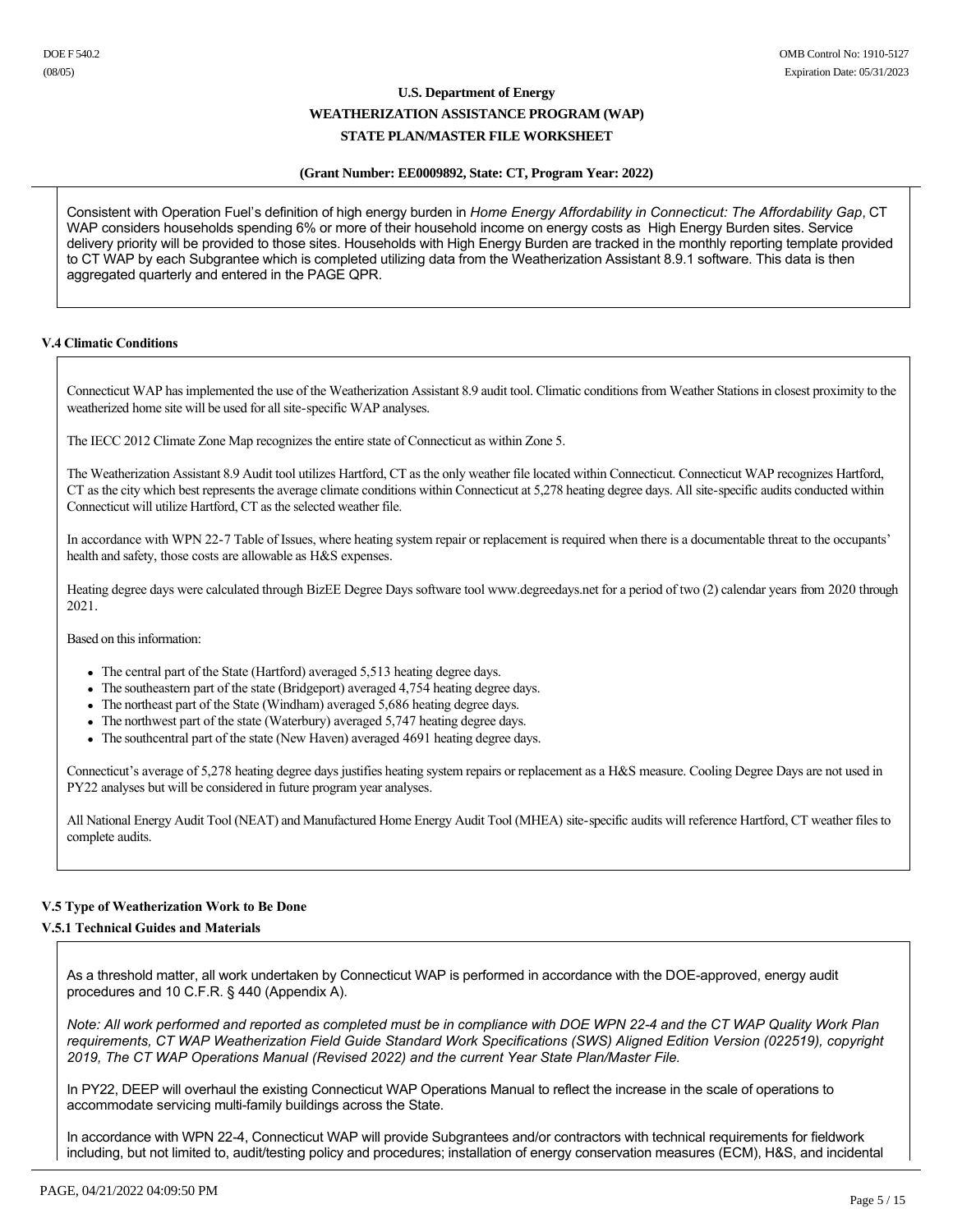Consistent with Operation Fuel's definition of high energy burden in *Home Energy Affordability in Connecticut: The Affordability Gap*, CT WAP considers households spending 6% or more of their household income on energy costs as High Energy Burden sites. Service delivery priority will be provided to those sites. Households with High Energy Burden are tracked in the monthly reporting template provided to CT WAP by each Subgrantee which is completed utilizing data from the Weatherization Assistant 8.9.1 software. This data is then aggregated quarterly and entered in the PAGE QPR.

### V.4 Climatic Conditions

Connecticut WAP has implemented the use of the Weatherization Assistant 8.9 audit tool. Climatic conditions from Weather Stations in closest proximity to the weatherized home site will be used for all site-specific WAP analyses.

The IECC 2012 Climate Zone Map recognizes the entire state of Connecticut as within Zone 5.

The Weatherization Assistant 8.9 Audit tool utilizes Hartford, CT as the only weather file located within Connecticut. Connecticut WAP recognizes Hartford, CT as the city which best represents the average climate conditions within Connecticut at 5,278 heating degree days. All site-specific audits conducted within Connecticut will utilize Hartford, CT as the selected weather file.

In accordance with WPN 22-7 Table of Issues, where heating system repair or replacement is required when there is a documentable threat to the occupants' health and safety, those costs are allowable as H&S expenses.

Heating degree days were calculated through BizEE Degree Days software tool www.degreedays.net for a period of two (2) calendar years from 2020 through 2021.

Based on this information:

- The central part of the State (Hartford) averaged 5,513 heating degree days.
- The southeastern part of the state (Bridgeport) averaged 4,754 heating degree days.
- The northeast part of the State (Windham) averaged 5,686 heating degree days.
- The northwest part of the state (Waterbury) averaged 5,747 heating degree days.
- The southcentral part of the state (New Haven) averaged 4691 heating degree days.

Connecticut's average of 5,278 heating degree days justifies heating system repairs or replacement as a H&S measure. Cooling Degree Days are not used in PY22 analyses but will be considered in future program year analyses.

All National Energy Audit Tool (NEAT) and Manufactured Home Energy Audit Tool (MHEA) site-specific audits will reference Hartford, CT weather files to complete audits.

### V.5 Type of Weatherization Work to Be Done

### V.5.1 Technical Guides and Materials

As a threshold matter, all work undertaken by Connecticut WAP is performed in accordance with the DOE-approved, energy audit procedures and 10 C.F.R. § 440 (Appendix A).

*Note: All work performed and reported as completed must be in compliance with DOE WPN 22-4 and the CT WAP Quality Work Plan requirements, CT WAP Weatherization Field Guide Standard Work Specifications (SWS) Aligned Edition Version (022519), copyright 2019, The CT WAP Operations Manual (Revised 2022) and the current Year State Plan/Master File.*

In PY22, DEEP will overhaul the existing Connecticut WAP Operations Manual to reflect the increase in the scale of operations to accommodate servicing multi-family buildings across the State.

In accordance with WPN 22-4, Connecticut WAP will provide Subgrantees and/or contractors with technical requirements for fieldwork including, but not limited to, audit/testing policy and procedures; installation of energy conservation measures (ECM), H&S, and incidental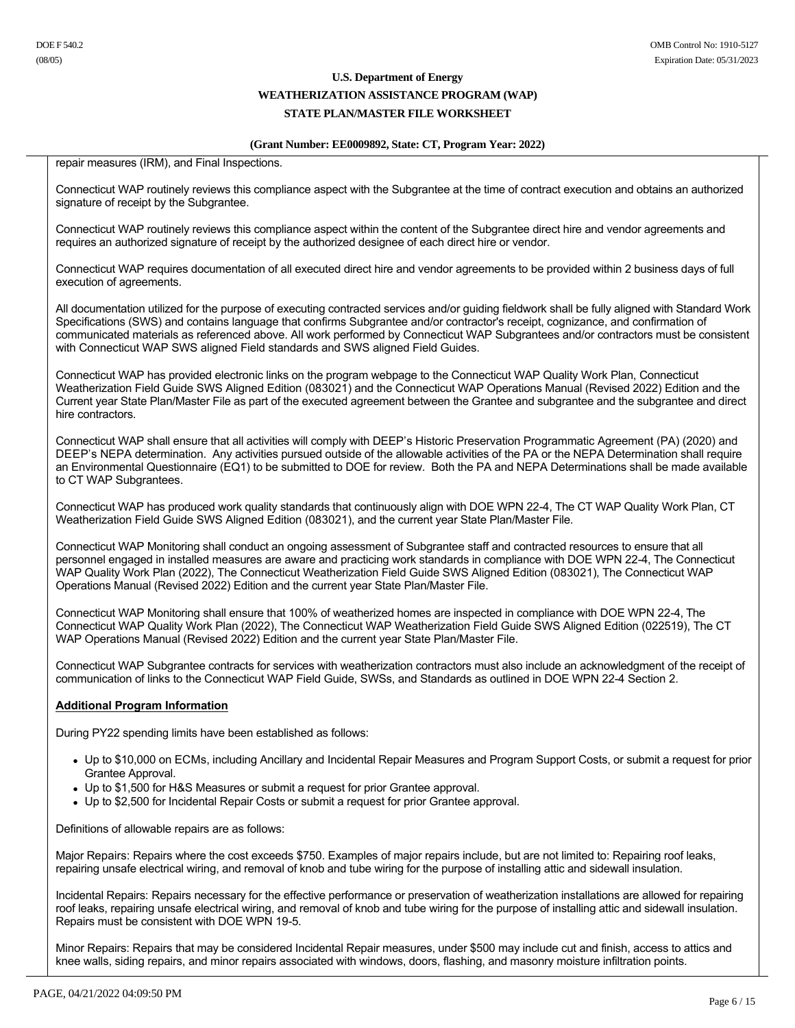repair measures (IRM), and Final Inspections.

Connecticut WAP routinely reviews this compliance aspect with the Subgrantee at the time of contract execution and obtains an authorized signature of receipt by the Subgrantee.

Connecticut WAP routinely reviews this compliance aspect within the content of the Subgrantee direct hire and vendor agreements and requires an authorized signature of receipt by the authorized designee of each direct hire or vendor.

Connecticut WAP requires documentation of all executed direct hire and vendor agreements to be provided within 2 business days of full execution of agreements.

All documentation utilized for the purpose of executing contracted services and/or guiding fieldwork shall be fully aligned with Standard Work Specifications (SWS) and contains language that confirms Subgrantee and/or contractor's receipt, cognizance, and confirmation of communicated materials as referenced above. All work performed by Connecticut WAP Subgrantees and/or contractors must be consistent with Connecticut WAP SWS aligned Field standards and SWS aligned Field Guides.

Connecticut WAP has provided electronic links on the program webpage to the Connecticut WAP Quality Work Plan, Connecticut Weatherization Field Guide SWS Aligned Edition (083021) and the Connecticut WAP Operations Manual (Revised 2022) Edition and the Current year State Plan/Master File as part of the executed agreement between the Grantee and subgrantee and the subgrantee and direct hire contractors.

Connecticut WAP shall ensure that all activities will comply with DEEP's Historic Preservation Programmatic Agreement (PA) (2020) and DEEP's NEPA determination. Any activities pursued outside of the allowable activities of the PA or the NEPA Determination shall require an Environmental Questionnaire (EQ1) to be submitted to DOE for review. Both the PA and NEPA Determinations shall be made available to CT WAP Subgrantees.

Connecticut WAP has produced work quality standards that continuously align with DOE WPN 22-4, The CT WAP Quality Work Plan, CT Weatherization Field Guide SWS Aligned Edition (083021), and the current year State Plan/Master File.

Connecticut WAP Monitoring shall conduct an ongoing assessment of Subgrantee staff and contracted resources to ensure that all personnel engaged in installed measures are aware and practicing work standards in compliance with DOE WPN 22-4, The Connecticut WAP Quality Work Plan (2022), The Connecticut Weatherization Field Guide SWS Aligned Edition (083021), The Connecticut WAP Operations Manual (Revised 2022) Edition and the current year State Plan/Master File.

Connecticut WAP Monitoring shall ensure that 100% of weatherized homes are inspected in compliance with DOE WPN 22-4, The Connecticut WAP Quality Work Plan (2022), The Connecticut WAP Weatherization Field Guide SWS Aligned Edition (022519), The CT WAP Operations Manual (Revised 2022) Edition and the current year State Plan/Master File.

Connecticut WAP Subgrantee contracts for services with weatherization contractors must also include an acknowledgment of the receipt of communication of links to the Connecticut WAP Field Guide, SWSs, and Standards as outlined in DOE WPN 22-4 Section 2.

**Additional Program Information**

During PY22 spending limits have been established as follows:

- Up to $10,000 on ECMs, including Ancillary and Incidental Repair Measures and Program Support Costs, or submit a request for prior Grantee Approval.
- Up to $1,500 for H&S Measures or submit a request for prior Grantee approval.
- Up to $2,500 for Incidental Repair Costs or submit a request for prior Grantee approval.

Definitions of allowable repairs are as follows:

Major Repairs: Repairs where the cost exceeds $750. Examples of major repairs include, but are not limited to: Repairing roof leaks, repairing unsafe electrical wiring, and removal of knob and tube wiring for the purpose of installing attic and sidewall insulation.

Incidental Repairs: Repairs necessary for the effective performance or preservation of weatherization installations are allowed for repairing roof leaks, repairing unsafe electrical wiring, and removal of knob and tube wiring for the purpose of installing attic and sidewall insulation. Repairs must be consistent with DOE WPN 19-5.

Minor Repairs: Repairs that may be considered Incidental Repair measures, under $500 may include cut and finish, access to attics and knee walls, siding repairs, and minor repairs associated with windows, doors, flashing, and masonry moisture infiltration points.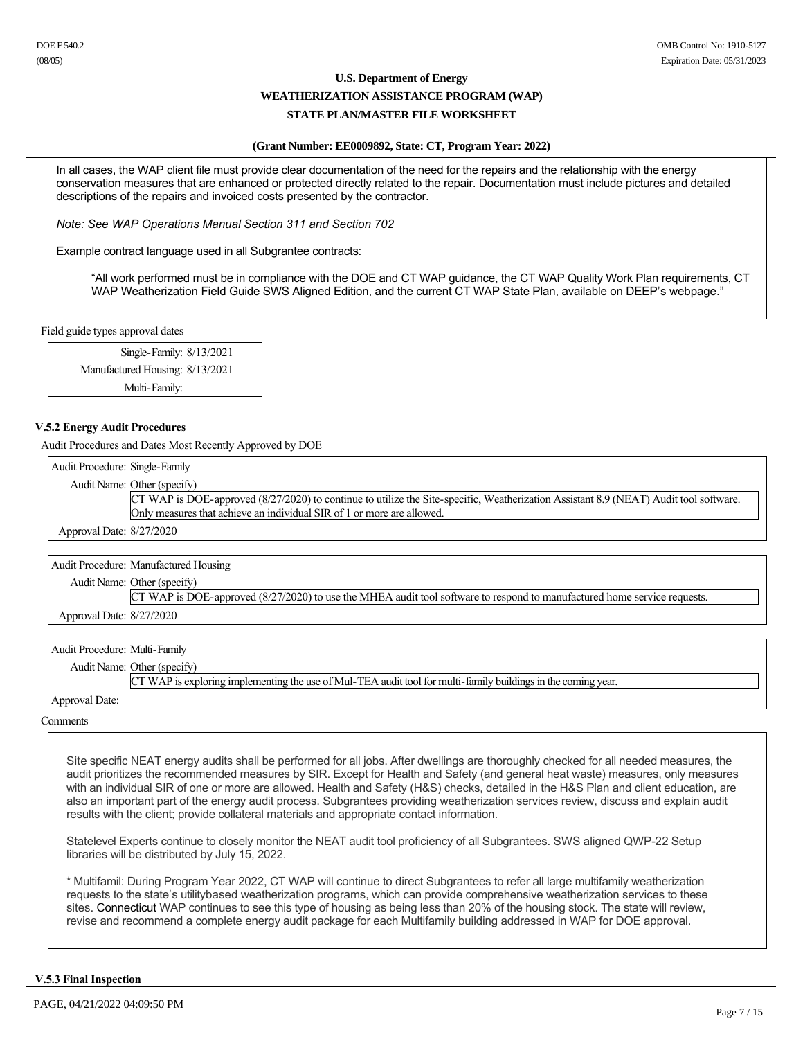In all cases, the WAP client file must provide clear documentation of the need for the repairs and the relationship with the energy conservation measures that are enhanced or protected directly related to the repair. Documentation must include pictures and detailed descriptions of the repairs and invoiced costs presented by the contractor.

*Note: See WAP Operations Manual Section 311 and Section 702*

Example contract language used in all Subgrantee contracts:

> "All work performed must be in compliance with the DOE and CT WAP guidance, the CT WAP Quality Work Plan requirements, CT WAP Weatherization Field Guide SWS Aligned Edition, and the current CT WAP State Plan, available on DEEP's webpage."

Field guide types approval dates

| Field Guide Type | Approval Date |
|---|---|
| Single-Family: | 8/13/2021 |
| Manufactured Housing: | 8/13/2021 |
| Multi-Family: | |

#### V.5.2 Energy Audit Procedures

Audit Procedures and Dates Most Recently Approved by DOE

Audit Procedure: Single-Family

Audit Name: Other (specify)

CT WAP is DOE-approved (8/27/2020) to continue to utilize the Site-specific, Weatherization Assistant 8.9 (NEAT) Audit tool software. Only measures that achieve an individual SIR of 1 or more are allowed.

Approval Date: 8/27/2020

Audit Procedure: Manufactured Housing

Audit Name: Other (specify)

CT WAP is DOE-approved (8/27/2020) to use the MHEA audit tool software to respond to manufactured home service requests.

Approval Date: 8/27/2020

Audit Procedure: Multi-Family

Audit Name: Other (specify)

CT WAP is exploring implementing the use of Mul-TEA audit tool for multi-family buildings in the coming year.

Approval Date:

Comments

Site specific NEAT energy audits shall be performed for all jobs. After dwellings are thoroughly checked for all needed measures, the audit prioritizes the recommended measures by SIR. Except for Health and Safety (and general heat waste) measures, only measures with an individual SIR of one or more are allowed. Health and Safety (H&S) checks, detailed in the H&S Plan and client education, are also an important part of the energy audit process. Subgrantees providing weatherization services review, discuss and explain audit results with the client; provide collateral materials and appropriate contact information.

Statelevel Experts continue to closely monitor the NEAT audit tool proficiency of all Subgrantees. SWS aligned QWP-22 Setup libraries will be distributed by July 15, 2022.

* Multifamil: During Program Year 2022, CT WAP will continue to direct Subgrantees to refer all large multifamily weatherization requests to the state's utilitybased weatherization programs, which can provide comprehensive weatherization services to these sites. Connecticut WAP continues to see this type of housing as being less than 20% of the housing stock. The state will review, revise and recommend a complete energy audit package for each Multifamily building addressed in WAP for DOE approval.

#### V.5.3 Final Inspection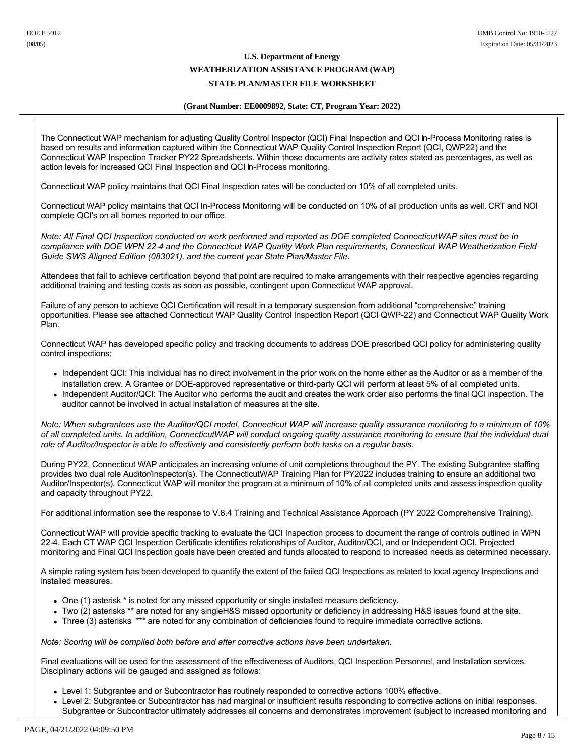The Connecticut WAP mechanism for adjusting Quality Control Inspector (QCI) Final Inspection and QCI In-Process Monitoring rates is based on results and information captured within the Connecticut WAP Quality Control Inspection Report (QCI, QWP22) and the Connecticut WAP Inspection Tracker PY22 Spreadsheets. Within those documents are activity rates stated as percentages, as well as action levels for increased QCI Final Inspection and QCI In-Process monitoring.

Connecticut WAP policy maintains that QCI Final Inspection rates will be conducted on 10% of all completed units.

Connecticut WAP policy maintains that QCI In-Process Monitoring will be conducted on 10% of all production units as well. CRT and NOI complete QCI's on all homes reported to our office.

*Note: All Final QCI Inspection conducted on work performed and reported as DOE completed ConnecticutWAP sites must be in compliance with DOE WPN 22-4 and the Connecticut WAP Quality Work Plan requirements, Connecticut WAP Weatherization Field Guide SWS Aligned Edition (083021), and the current year State Plan/Master File.*

Attendees that fail to achieve certification beyond that point are required to make arrangements with their respective agencies regarding additional training and testing costs as soon as possible, contingent upon Connecticut WAP approval.

Failure of any person to achieve QCI Certification will result in a temporary suspension from additional "comprehensive" training opportunities. Please see attached Connecticut WAP Quality Control Inspection Report (QCI QWP-22) and Connecticut WAP Quality Work Plan.

Connecticut WAP has developed specific policy and tracking documents to address DOE prescribed QCI policy for administering quality control inspections:

- Independent QCI: This individual has no direct involvement in the prior work on the home either as the Auditor or as a member of the installation crew. A Grantee or DOE-approved representative or third-party QCI will perform at least 5% of all completed units.
- Independent Auditor/QCI: The Auditor who performs the audit and creates the work order also performs the final QCI inspection. The auditor cannot be involved in actual installation of measures at the site.

*Note: When subgrantees use the Auditor/QCI model, Connecticut WAP will increase quality assurance monitoring to a minimum of 10% of all completed units. In addition, ConnecticutWAP will conduct ongoing quality assurance monitoring to ensure that the individual dual role of Auditor/Inspector is able to effectively and consistently perform both tasks on a regular basis.*

During PY22, Connecticut WAP anticipates an increasing volume of unit completions throughout the PY. The existing Subgrantee staffing provides two dual role Auditor/Inspector(s). The ConnecticutWAP Training Plan for PY2022 includes training to ensure an additional two Auditor/Inspector(s). Connecticut WAP will monitor the program at a minimum of 10% of all completed units and assess inspection quality and capacity throughout PY22.

For additional information see the response to V.8.4 Training and Technical Assistance Approach (PY 2022 Comprehensive Training).

Connecticut WAP will provide specific tracking to evaluate the QCI Inspection process to document the range of controls outlined in WPN 22-4. Each CT WAP QCI Inspection Certificate identifies relationships of Auditor, Auditor/QCI, and or Independent QCI. Projected monitoring and Final QCI Inspection goals have been created and funds allocated to respond to increased needs as determined necessary.

A simple rating system has been developed to quantify the extent of the failed QCI Inspections as related to local agency Inspections and installed measures.

- One (1) asterisk * is noted for any missed opportunity or single installed measure deficiency.
- Two (2) asterisks ** are noted for any singleH&S missed opportunity or deficiency in addressing H&S issues found at the site.
- Three (3) asterisks *** are noted for any combination of deficiencies found to require immediate corrective actions.

*Note: Scoring will be compiled both before and after corrective actions have been undertaken.*

Final evaluations will be used for the assessment of the effectiveness of Auditors, QCI Inspection Personnel, and Installation services. Disciplinary actions will be gauged and assigned as follows:

- Level 1: Subgrantee and or Subcontractor has routinely responded to corrective actions 100% effective.
- Level 2: Subgrantee or Subcontractor has had marginal or insufficient results responding to corrective actions on initial responses. Subgrantee or Subcontractor ultimately addresses all concerns and demonstrates improvement (subject to increased monitoring and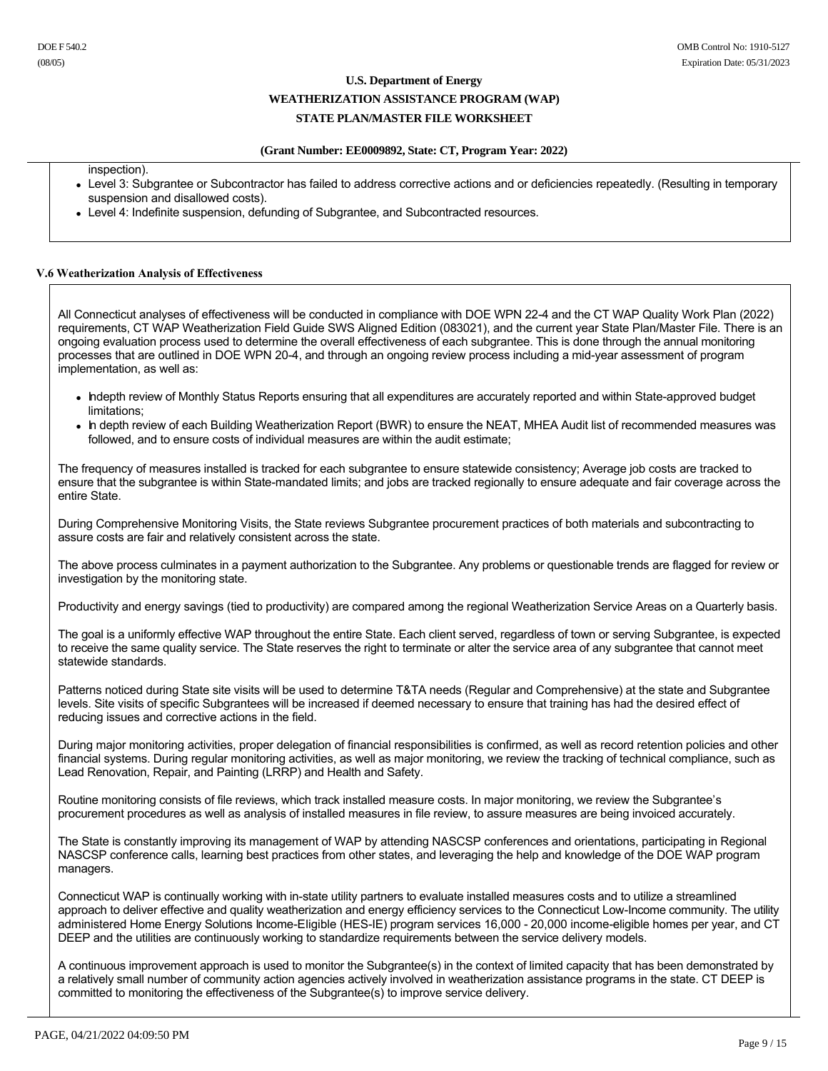inspection).

- Level 3: Subgrantee or Subcontractor has failed to address corrective actions and or deficiencies repeatedly. (Resulting in temporary suspension and disallowed costs).
- Level 4: Indefinite suspension, defunding of Subgrantee, and Subcontracted resources.

**V.6 Weatherization Analysis of Effectiveness**

All Connecticut analyses of effectiveness will be conducted in compliance with DOE WPN 22-4 and the CT WAP Quality Work Plan (2022) requirements, CT WAP Weatherization Field Guide SWS Aligned Edition (083021), and the current year State Plan/Master File. There is an ongoing evaluation process used to determine the overall effectiveness of each subgrantee. This is done through the annual monitoring processes that are outlined in DOE WPN 20-4, and through an ongoing review process including a mid-year assessment of program implementation, as well as:

- Indepth review of Monthly Status Reports ensuring that all expenditures are accurately reported and within State-approved budget limitations;
- In depth review of each Building Weatherization Report (BWR) to ensure the NEAT, MHEA Audit list of recommended measures was followed, and to ensure costs of individual measures are within the audit estimate;

The frequency of measures installed is tracked for each subgrantee to ensure statewide consistency; Average job costs are tracked to ensure that the subgrantee is within State-mandated limits; and jobs are tracked regionally to ensure adequate and fair coverage across the entire State.

During Comprehensive Monitoring Visits, the State reviews Subgrantee procurement practices of both materials and subcontracting to assure costs are fair and relatively consistent across the state.

The above process culminates in a payment authorization to the Subgrantee. Any problems or questionable trends are flagged for review or investigation by the monitoring state.

Productivity and energy savings (tied to productivity) are compared among the regional Weatherization Service Areas on a Quarterly basis.

The goal is a uniformly effective WAP throughout the entire State. Each client served, regardless of town or serving Subgrantee, is expected to receive the same quality service. The State reserves the right to terminate or alter the service area of any subgrantee that cannot meet statewide standards.

Patterns noticed during State site visits will be used to determine T&TA needs (Regular and Comprehensive) at the state and Subgrantee levels. Site visits of specific Subgrantees will be increased if deemed necessary to ensure that training has had the desired effect of reducing issues and corrective actions in the field.

During major monitoring activities, proper delegation of financial responsibilities is confirmed, as well as record retention policies and other financial systems. During regular monitoring activities, as well as major monitoring, we review the tracking of technical compliance, such as Lead Renovation, Repair, and Painting (LRRP) and Health and Safety.

Routine monitoring consists of file reviews, which track installed measure costs. In major monitoring, we review the Subgrantee's procurement procedures as well as analysis of installed measures in file review, to assure measures are being invoiced accurately.

The State is constantly improving its management of WAP by attending NASCSP conferences and orientations, participating in Regional NASCSP conference calls, learning best practices from other states, and leveraging the help and knowledge of the DOE WAP program managers.

Connecticut WAP is continually working with in-state utility partners to evaluate installed measures costs and to utilize a streamlined approach to deliver effective and quality weatherization and energy efficiency services to the Connecticut Low-Income community. The utility administered Home Energy Solutions Income-Eligible (HES-IE) program services 16,000 - 20,000 income-eligible homes per year, and CT DEEP and the utilities are continuously working to standardize requirements between the service delivery models.

A continuous improvement approach is used to monitor the Subgrantee(s) in the context of limited capacity that has been demonstrated by a relatively small number of community action agencies actively involved in weatherization assistance programs in the state. CT DEEP is committed to monitoring the effectiveness of the Subgrantee(s) to improve service delivery.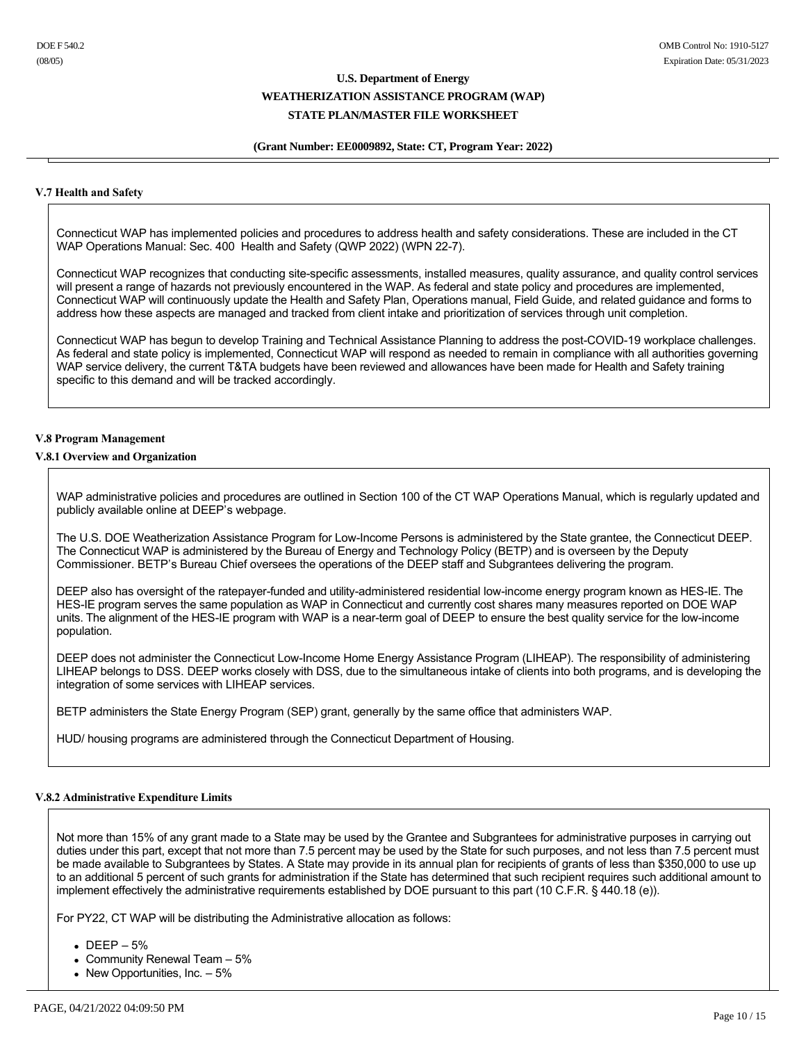### V.7 Health and Safety

Connecticut WAP has implemented policies and procedures to address health and safety considerations. These are included in the CT WAP Operations Manual: Sec. 400 Health and Safety (QWP 2022) (WPN 22-7).

Connecticut WAP recognizes that conducting site-specific assessments, installed measures, quality assurance, and quality control services will present a range of hazards not previously encountered in the WAP. As federal and state policy and procedures are implemented, Connecticut WAP will continuously update the Health and Safety Plan, Operations manual, Field Guide, and related guidance and forms to address how these aspects are managed and tracked from client intake and prioritization of services through unit completion.

Connecticut WAP has begun to develop Training and Technical Assistance Planning to address the post-COVID-19 workplace challenges. As federal and state policy is implemented, Connecticut WAP will respond as needed to remain in compliance with all authorities governing WAP service delivery, the current T&TA budgets have been reviewed and allowances have been made for Health and Safety training specific to this demand and will be tracked accordingly.

### V.8 Program Management

#### V.8.1 Overview and Organization

WAP administrative policies and procedures are outlined in Section 100 of the CT WAP Operations Manual, which is regularly updated and publicly available online at DEEP's webpage.

The U.S. DOE Weatherization Assistance Program for Low-Income Persons is administered by the State grantee, the Connecticut DEEP. The Connecticut WAP is administered by the Bureau of Energy and Technology Policy (BETP) and is overseen by the Deputy Commissioner. BETP's Bureau Chief oversees the operations of the DEEP staff and Subgrantees delivering the program.

DEEP also has oversight of the ratepayer-funded and utility-administered residential low-income energy program known as HES-IE. The HES-IE program serves the same population as WAP in Connecticut and currently cost shares many measures reported on DOE WAP units. The alignment of the HES-IE program with WAP is a near-term goal of DEEP to ensure the best quality service for the low-income population.

DEEP does not administer the Connecticut Low-Income Home Energy Assistance Program (LIHEAP). The responsibility of administering LIHEAP belongs to DSS. DEEP works closely with DSS, due to the simultaneous intake of clients into both programs, and is developing the integration of some services with LIHEAP services.

BETP administers the State Energy Program (SEP) grant, generally by the same office that administers WAP.

HUD/ housing programs are administered through the Connecticut Department of Housing.

#### V.8.2 Administrative Expenditure Limits

Not more than 15% of any grant made to a State may be used by the Grantee and Subgrantees for administrative purposes in carrying out duties under this part, except that not more than 7.5 percent may be used by the State for such purposes, and not less than 7.5 percent must be made available to Subgrantees by States. A State may provide in its annual plan for recipients of grants of less than $350,000 to use up to an additional 5 percent of such grants for administration if the State has determined that such recipient requires such additional amount to implement effectively the administrative requirements established by DOE pursuant to this part (10 C.F.R. § 440.18 (e)).

For PY22, CT WAP will be distributing the Administrative allocation as follows:

- DEEP – 5%
- Community Renewal Team – 5%
- New Opportunities, Inc. – 5%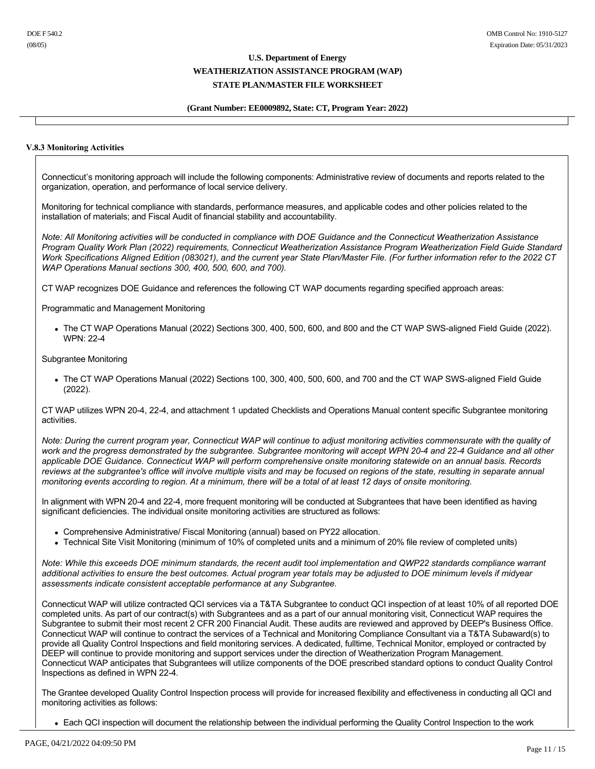## V.8.3 Monitoring Activities

Connecticut's monitoring approach will include the following components: Administrative review of documents and reports related to the organization, operation, and performance of local service delivery.

Monitoring for technical compliance with standards, performance measures, and applicable codes and other policies related to the installation of materials; and Fiscal Audit of financial stability and accountability.

*Note: All Monitoring activities will be conducted in compliance with DOE Guidance and the Connecticut Weatherization Assistance Program Quality Work Plan (2022) requirements, Connecticut Weatherization Assistance Program Weatherization Field Guide Standard Work Specifications Aligned Edition (083021), and the current year State Plan/Master File. (For further information refer to the 2022 CT WAP Operations Manual sections 300, 400, 500, 600, and 700).*

CT WAP recognizes DOE Guidance and references the following CT WAP documents regarding specified approach areas:

Programmatic and Management Monitoring

- The CT WAP Operations Manual (2022) Sections 300, 400, 500, 600, and 800 and the CT WAP SWS-aligned Field Guide (2022). WPN: 22-4

Subgrantee Monitoring

- The CT WAP Operations Manual (2022) Sections 100, 300, 400, 500, 600, and 700 and the CT WAP SWS-aligned Field Guide (2022).

CT WAP utilizes WPN 20-4, 22-4, and attachment 1 updated Checklists and Operations Manual content specific Subgrantee monitoring activities.

*Note: During the current program year, Connecticut WAP will continue to adjust monitoring activities commensurate with the quality of work and the progress demonstrated by the subgrantee. Subgrantee monitoring will accept WPN 20-4 and 22-4 Guidance and all other applicable DOE Guidance. Connecticut WAP will perform comprehensive onsite monitoring statewide on an annual basis. Records reviews at the subgrantee's office will involve multiple visits and may be focused on regions of the state, resulting in separate annual monitoring events according to region. At a minimum, there will be a total of at least 12 days of onsite monitoring.*

In alignment with WPN 20-4 and 22-4, more frequent monitoring will be conducted at Subgrantees that have been identified as having significant deficiencies. The individual onsite monitoring activities are structured as follows:

- Comprehensive Administrative/ Fiscal Monitoring (annual) based on PY22 allocation.
- Technical Site Visit Monitoring (minimum of 10% of completed units and a minimum of 20% file review of completed units)

*Note: While this exceeds DOE minimum standards, the recent audit tool implementation and QWP22 standards compliance warrant additional activities to ensure the best outcomes. Actual program year totals may be adjusted to DOE minimum levels if midyear assessments indicate consistent acceptable performance at any Subgrantee.*

Connecticut WAP will utilize contracted QCI services via a T&TA Subgrantee to conduct QCI inspection of at least 10% of all reported DOE completed units. As part of our contract(s) with Subgrantees and as a part of our annual monitoring visit, Connecticut WAP requires the Subgrantee to submit their most recent 2 CFR 200 Financial Audit. These audits are reviewed and approved by DEEP's Business Office. Connecticut WAP will continue to contract the services of a Technical and Monitoring Compliance Consultant via a T&TA Subaward(s) to provide all Quality Control Inspections and field monitoring services. A dedicated, fulltime, Technical Monitor, employed or contracted by DEEP will continue to provide monitoring and support services under the direction of Weatherization Program Management. Connecticut WAP anticipates that Subgrantees will utilize components of the DOE prescribed standard options to conduct Quality Control Inspections as defined in WPN 22-4.

The Grantee developed Quality Control Inspection process will provide for increased flexibility and effectiveness in conducting all QCI and monitoring activities as follows:

- Each QCI inspection will document the relationship between the individual performing the Quality Control Inspection to the work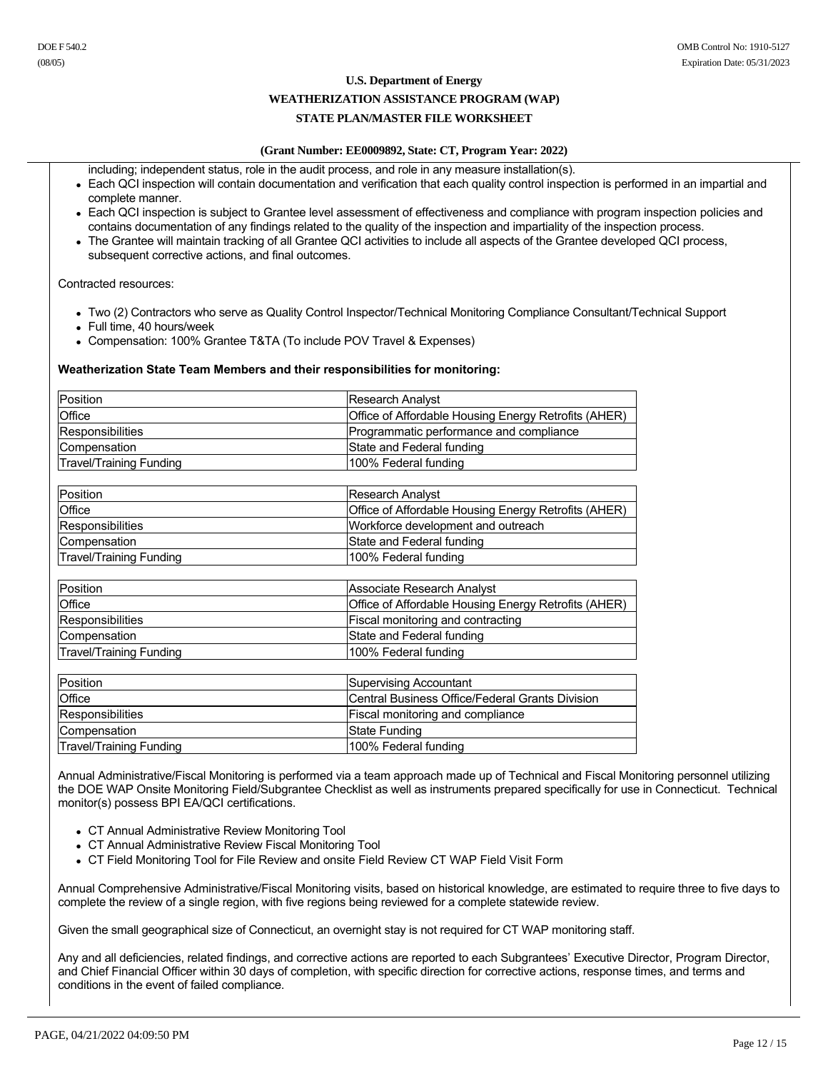including; independent status, role in the audit process, and role in any measure installation(s).

- Each QCI inspection will contain documentation and verification that each quality control inspection is performed in an impartial and complete manner.
- Each QCI inspection is subject to Grantee level assessment of effectiveness and compliance with program inspection policies and contains documentation of any findings related to the quality of the inspection and impartiality of the inspection process.
- The Grantee will maintain tracking of all Grantee QCI activities to include all aspects of the Grantee developed QCI process, subsequent corrective actions, and final outcomes.

Contracted resources:

- Two (2) Contractors who serve as Quality Control Inspector/Technical Monitoring Compliance Consultant/Technical Support
- Full time, 40 hours/week
- Compensation: 100% Grantee T&TA (To include POV Travel & Expenses)

**Weatherization State Team Members and their responsibilities for monitoring:**

| Position | Research Analyst |
|---|---|
| Office | Office of Affordable Housing Energy Retrofits (AHER) |
| Responsibilities | Programmatic performance and compliance |
| Compensation | State and Federal funding |
| Travel/Training Funding | 100% Federal funding |

| Position | Research Analyst |
|---|---|
| Office | Office of Affordable Housing Energy Retrofits (AHER) |
| Responsibilities | Workforce development and outreach |
| Compensation | State and Federal funding |
| Travel/Training Funding | 100% Federal funding |

| Position | Associate Research Analyst |
|---|---|
| Office | Office of Affordable Housing Energy Retrofits (AHER) |
| Responsibilities | Fiscal monitoring and contracting |
| Compensation | State and Federal funding |
| Travel/Training Funding | 100% Federal funding |

| Position | Supervising Accountant |
|---|---|
| Office | Central Business Office/Federal Grants Division |
| Responsibilities | Fiscal monitoring and compliance |
| Compensation | State Funding |
| Travel/Training Funding | 100% Federal funding |

Annual Administrative/Fiscal Monitoring is performed via a team approach made up of Technical and Fiscal Monitoring personnel utilizing the DOE WAP Onsite Monitoring Field/Subgrantee Checklist as well as instruments prepared specifically for use in Connecticut. Technical monitor(s) possess BPI EA/QCI certifications.

- CT Annual Administrative Review Monitoring Tool
- CT Annual Administrative Review Fiscal Monitoring Tool
- CT Field Monitoring Tool for File Review and onsite Field Review CT WAP Field Visit Form

Annual Comprehensive Administrative/Fiscal Monitoring visits, based on historical knowledge, are estimated to require three to five days to complete the review of a single region, with five regions being reviewed for a complete statewide review.

Given the small geographical size of Connecticut, an overnight stay is not required for CT WAP monitoring staff.

Any and all deficiencies, related findings, and corrective actions are reported to each Subgrantees' Executive Director, Program Director, and Chief Financial Officer within 30 days of completion, with specific direction for corrective actions, response times, and terms and conditions in the event of failed compliance.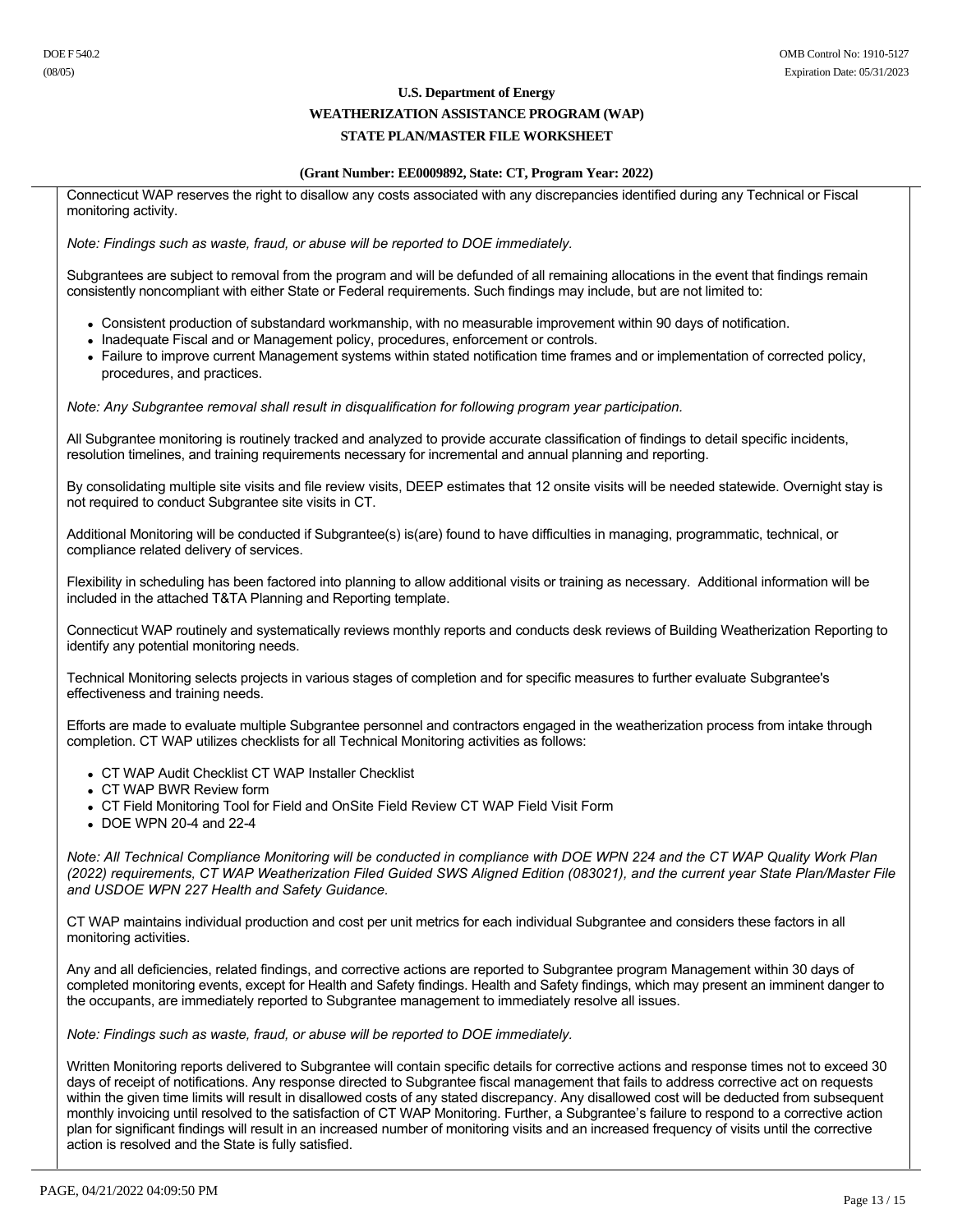Connecticut WAP reserves the right to disallow any costs associated with any discrepancies identified during any Technical or Fiscal monitoring activity.

*Note: Findings such as waste, fraud, or abuse will be reported to DOE immediately.*

Subgrantees are subject to removal from the program and will be defunded of all remaining allocations in the event that findings remain consistently noncompliant with either State or Federal requirements. Such findings may include, but are not limited to:

- Consistent production of substandard workmanship, with no measurable improvement within 90 days of notification.
- Inadequate Fiscal and or Management policy, procedures, enforcement or controls.
- Failure to improve current Management systems within stated notification time frames and or implementation of corrected policy, procedures, and practices.

*Note: Any Subgrantee removal shall result in disqualification for following program year participation.*

All Subgrantee monitoring is routinely tracked and analyzed to provide accurate classification of findings to detail specific incidents, resolution timelines, and training requirements necessary for incremental and annual planning and reporting.

By consolidating multiple site visits and file review visits, DEEP estimates that 12 onsite visits will be needed statewide. Overnight stay is not required to conduct Subgrantee site visits in CT.

Additional Monitoring will be conducted if Subgrantee(s) is(are) found to have difficulties in managing, programmatic, technical, or compliance related delivery of services.

Flexibility in scheduling has been factored into planning to allow additional visits or training as necessary. Additional information will be included in the attached T&TA Planning and Reporting template.

Connecticut WAP routinely and systematically reviews monthly reports and conducts desk reviews of Building Weatherization Reporting to identify any potential monitoring needs.

Technical Monitoring selects projects in various stages of completion and for specific measures to further evaluate Subgrantee's effectiveness and training needs.

Efforts are made to evaluate multiple Subgrantee personnel and contractors engaged in the weatherization process from intake through completion. CT WAP utilizes checklists for all Technical Monitoring activities as follows:

- CT WAP Audit Checklist CT WAP Installer Checklist
- CT WAP BWR Review form
- CT Field Monitoring Tool for Field and OnSite Field Review CT WAP Field Visit Form
- DOE WPN 20-4 and 22-4

*Note: All Technical Compliance Monitoring will be conducted in compliance with DOE WPN 224 and the CT WAP Quality Work Plan (2022) requirements, CT WAP Weatherization Filed Guided SWS Aligned Edition (083021), and the current year State Plan/Master File and USDOE WPN 227 Health and Safety Guidance.*

CT WAP maintains individual production and cost per unit metrics for each individual Subgrantee and considers these factors in all monitoring activities.

Any and all deficiencies, related findings, and corrective actions are reported to Subgrantee program Management within 30 days of completed monitoring events, except for Health and Safety findings. Health and Safety findings, which may present an imminent danger to the occupants, are immediately reported to Subgrantee management to immediately resolve all issues.

*Note: Findings such as waste, fraud, or abuse will be reported to DOE immediately.*

Written Monitoring reports delivered to Subgrantee will contain specific details for corrective actions and response times not to exceed 30 days of receipt of notifications. Any response directed to Subgrantee fiscal management that fails to address corrective act on requests within the given time limits will result in disallowed costs of any stated discrepancy. Any disallowed cost will be deducted from subsequent monthly invoicing until resolved to the satisfaction of CT WAP Monitoring. Further, a Subgrantee's failure to respond to a corrective action plan for significant findings will result in an increased number of monitoring visits and an increased frequency of visits until the corrective action is resolved and the State is fully satisfied.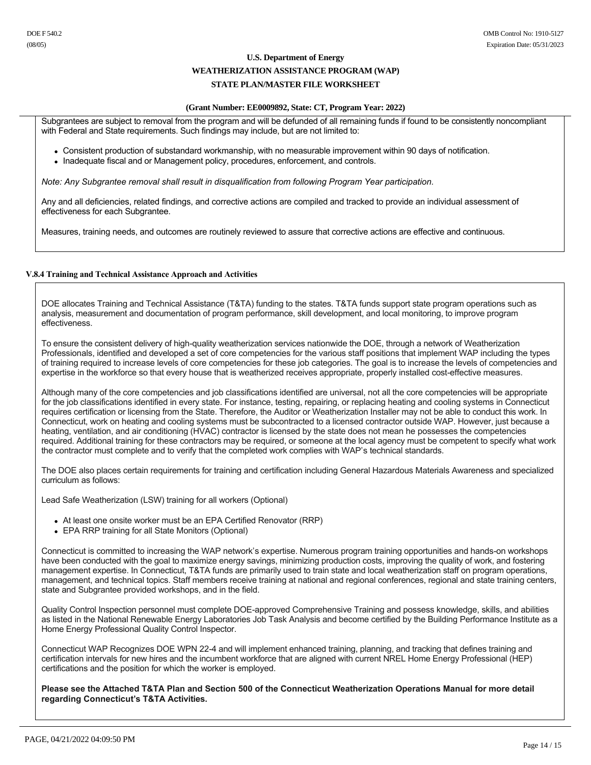Subgrantees are subject to removal from the program and will be defunded of all remaining funds if found to be consistently noncompliant with Federal and State requirements. Such findings may include, but are not limited to:

- Consistent production of substandard workmanship, with no measurable improvement within 90 days of notification.
- Inadequate fiscal and or Management policy, procedures, enforcement, and controls.

*Note: Any Subgrantee removal shall result in disqualification from following Program Year participation.*

Any and all deficiencies, related findings, and corrective actions are compiled and tracked to provide an individual assessment of effectiveness for each Subgrantee.

Measures, training needs, and outcomes are routinely reviewed to assure that corrective actions are effective and continuous.

### V.8.4 Training and Technical Assistance Approach and Activities

DOE allocates Training and Technical Assistance (T&TA) funding to the states. T&TA funds support state program operations such as analysis, measurement and documentation of program performance, skill development, and local monitoring, to improve program effectiveness.

To ensure the consistent delivery of high-quality weatherization services nationwide the DOE, through a network of Weatherization Professionals, identified and developed a set of core competencies for the various staff positions that implement WAP including the types of training required to increase levels of core competencies for these job categories. The goal is to increase the levels of competencies and expertise in the workforce so that every house that is weatherized receives appropriate, properly installed cost-effective measures.

Although many of the core competencies and job classifications identified are universal, not all the core competencies will be appropriate for the job classifications identified in every state. For instance, testing, repairing, or replacing heating and cooling systems in Connecticut requires certification or licensing from the State. Therefore, the Auditor or Weatherization Installer may not be able to conduct this work. In Connecticut, work on heating and cooling systems must be subcontracted to a licensed contractor outside WAP. However, just because a heating, ventilation, and air conditioning (HVAC) contractor is licensed by the state does not mean he possesses the competencies required. Additional training for these contractors may be required, or someone at the local agency must be competent to specify what work the contractor must complete and to verify that the completed work complies with WAP's technical standards.

The DOE also places certain requirements for training and certification including General Hazardous Materials Awareness and specialized curriculum as follows:

Lead Safe Weatherization (LSW) training for all workers (Optional)

- At least one onsite worker must be an EPA Certified Renovator (RRP)
- EPA RRP training for all State Monitors (Optional)

Connecticut is committed to increasing the WAP network's expertise. Numerous program training opportunities and hands-on workshops have been conducted with the goal to maximize energy savings, minimizing production costs, improving the quality of work, and fostering management expertise. In Connecticut, T&TA funds are primarily used to train state and local weatherization staff on program operations, management, and technical topics. Staff members receive training at national and regional conferences, regional and state training centers, state and Subgrantee provided workshops, and in the field.

Quality Control Inspection personnel must complete DOE-approved Comprehensive Training and possess knowledge, skills, and abilities as listed in the National Renewable Energy Laboratories Job Task Analysis and become certified by the Building Performance Institute as a Home Energy Professional Quality Control Inspector.

Connecticut WAP Recognizes DOE WPN 22-4 and will implement enhanced training, planning, and tracking that defines training and certification intervals for new hires and the incumbent workforce that are aligned with current NREL Home Energy Professional (HEP) certifications and the position for which the worker is employed.

**Please see the Attached T&TA Plan and Section 500 of the Connecticut Weatherization Operations Manual for more detail regarding Connecticut's T&TA Activities.**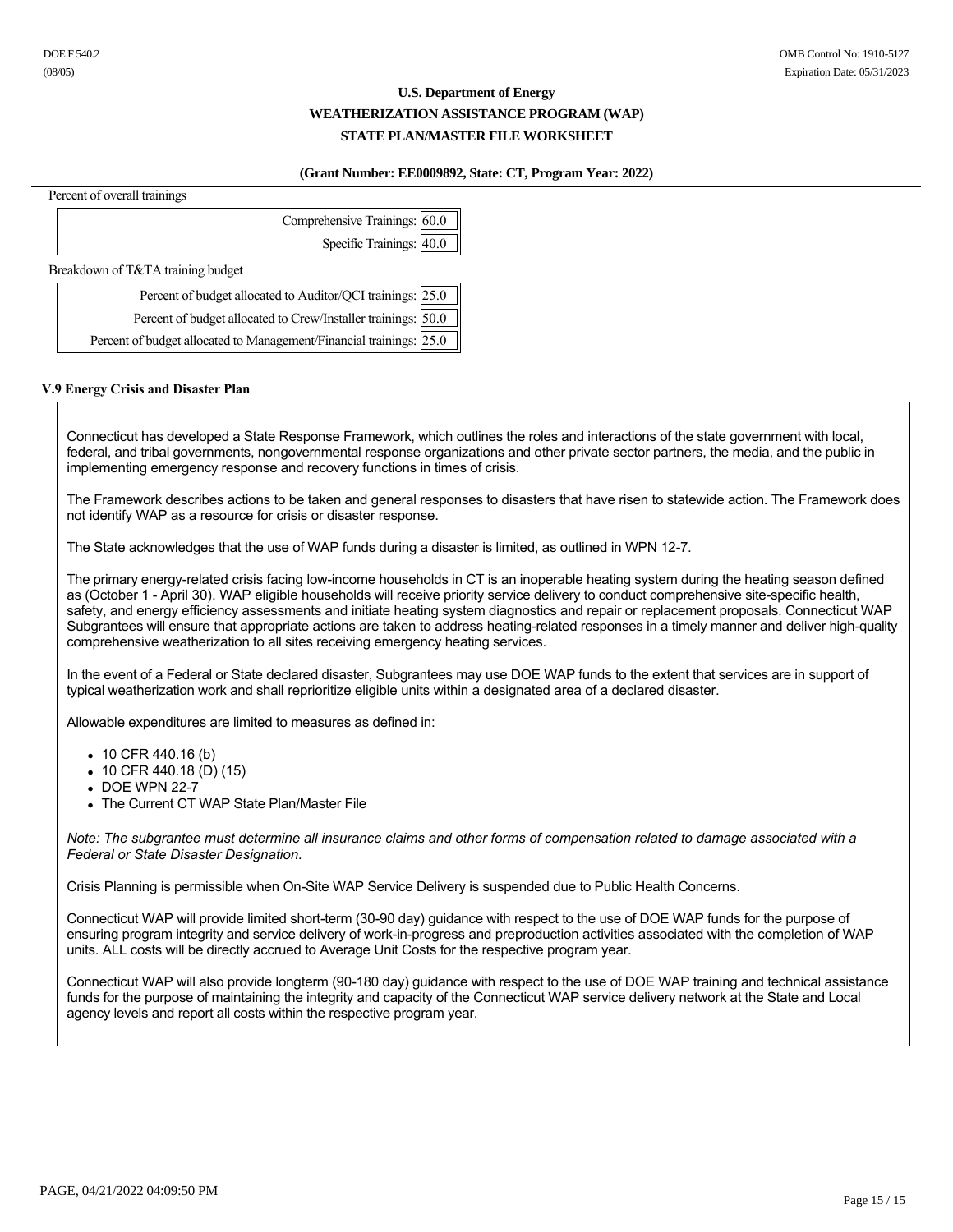Percent of overall trainings

| | |
|---|---|
| Comprehensive Trainings: | 60.0 |
| Specific Trainings: | 40.0 |

Breakdown of T&TA training budget

| | |
|---|---|
| Percent of budget allocated to Auditor/QCI trainings: | 25.0 |
| Percent of budget allocated to Crew/Installer trainings: | 50.0 |
| Percent of budget allocated to Management/Financial trainings: | 25.0 |

### V.9 Energy Crisis and Disaster Plan

Connecticut has developed a State Response Framework, which outlines the roles and interactions of the state government with local, federal, and tribal governments, nongovernmental response organizations and other private sector partners, the media, and the public in implementing emergency response and recovery functions in times of crisis.

The Framework describes actions to be taken and general responses to disasters that have risen to statewide action. The Framework does not identify WAP as a resource for crisis or disaster response.

The State acknowledges that the use of WAP funds during a disaster is limited, as outlined in WPN 12-7.

The primary energy-related crisis facing low-income households in CT is an inoperable heating system during the heating season defined as (October 1 - April 30). WAP eligible households will receive priority service delivery to conduct comprehensive site-specific health, safety, and energy efficiency assessments and initiate heating system diagnostics and repair or replacement proposals. Connecticut WAP Subgrantees will ensure that appropriate actions are taken to address heating-related responses in a timely manner and deliver high-quality comprehensive weatherization to all sites receiving emergency heating services.

In the event of a Federal or State declared disaster, Subgrantees may use DOE WAP funds to the extent that services are in support of typical weatherization work and shall reprioritize eligible units within a designated area of a declared disaster.

Allowable expenditures are limited to measures as defined in:

- 10 CFR 440.16 (b)
- 10 CFR 440.18 (D) (15)
- DOE WPN 22-7
- The Current CT WAP State Plan/Master File

*Note: The subgrantee must determine all insurance claims and other forms of compensation related to damage associated with a Federal or State Disaster Designation.*

Crisis Planning is permissible when On-Site WAP Service Delivery is suspended due to Public Health Concerns.

Connecticut WAP will provide limited short-term (30-90 day) guidance with respect to the use of DOE WAP funds for the purpose of ensuring program integrity and service delivery of work-in-progress and preproduction activities associated with the completion of WAP units. ALL costs will be directly accrued to Average Unit Costs for the respective program year.

Connecticut WAP will also provide longterm (90-180 day) guidance with respect to the use of DOE WAP training and technical assistance funds for the purpose of maintaining the integrity and capacity of the Connecticut WAP service delivery network at the State and Local agency levels and report all costs within the respective program year.